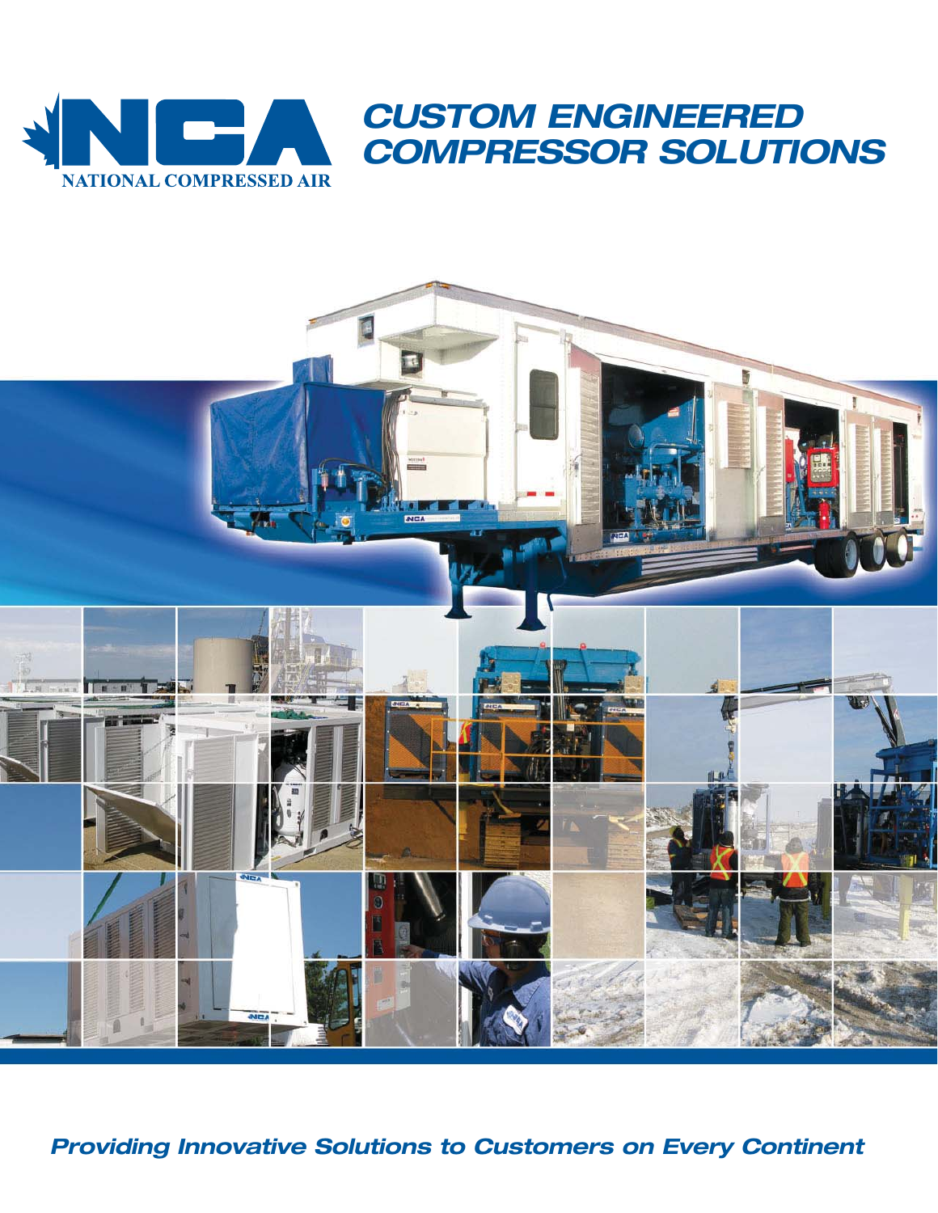NATIONAL COMPRESSED AIR

# CUSTOM ENGINEERED COMPRESSOR SOLUTIONS

***Providing Innovative Solutions to Customers on Every Continent***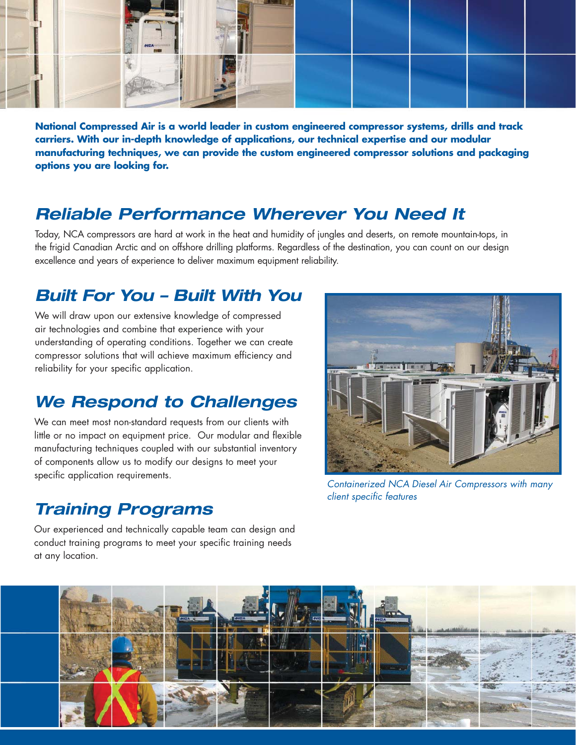**National Compressed Air is a world leader in custom engineered compressor systems, drills and track carriers. With our in-depth knowledge of applications, our technical expertise and our modular manufacturing techniques, we can provide the custom engineered compressor solutions and packaging options you are looking for.**

## *Reliable Performance Wherever You Need It*

Today, NCA compressors are hard at work in the heat and humidity of jungles and deserts, on remote mountain-tops, in the frigid Canadian Arctic and on offshore drilling platforms. Regardless of the destination, you can count on our design excellence and years of experience to deliver maximum equipment reliability.

## *Built For You – Built With You*

We will draw upon our extensive knowledge of compressed air technologies and combine that experience with your understanding of operating conditions. Together we can create compressor solutions that will achieve maximum efficiency and reliability for your specific application.

## *We Respond to Challenges*

We can meet most non-standard requests from our clients with little or no impact on equipment price. Our modular and flexible manufacturing techniques coupled with our substantial inventory of components allow us to modify our designs to meet your specific application requirements.

*Containerized NCA Diesel Air Compressors with many client specific features*

## *Training Programs*

Our experienced and technically capable team can design and conduct training programs to meet your specific training needs at any location.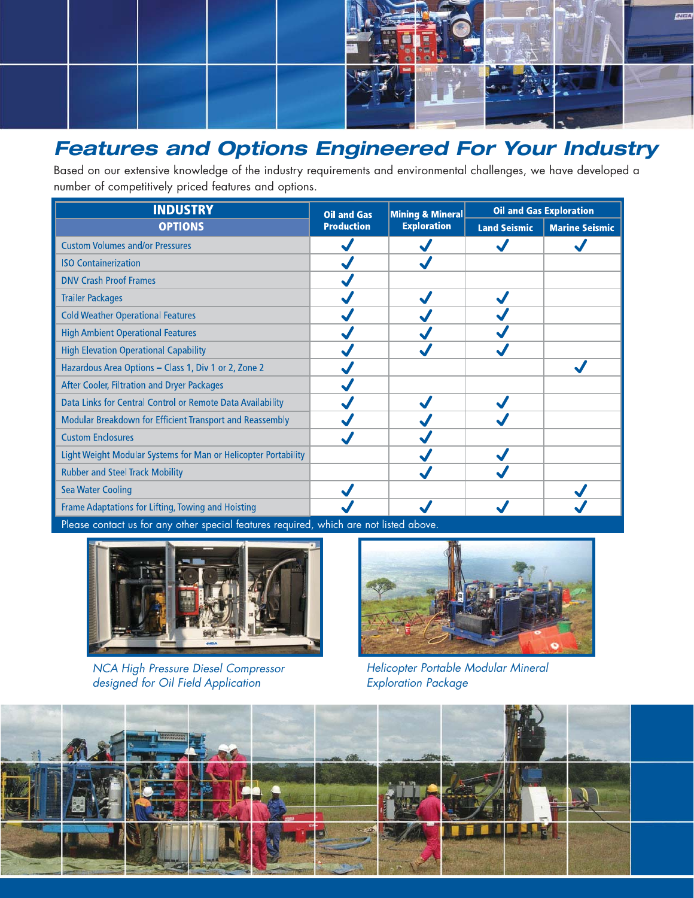# Features and Options Engineered For Your Industry

Based on our extensive knowledge of the industry requirements and environmental challenges, we have developed a number of competitively priced features and options.

| INDUSTRY / OPTIONS | Oil and Gas Production | Mining & Mineral Exploration | Oil and Gas Exploration | |
|---|---|---|---|---|
| | | | Land Seismic | Marine Seismic |
| Custom Volumes and/or Pressures | ✓ | ✓ | ✓ | ✓ |
| ISO Containerization | ✓ | ✓ | | |
| DNV Crash Proof Frames | ✓ | | | |
| Trailer Packages | ✓ | ✓ | ✓ | |
| Cold Weather Operational Features | ✓ | ✓ | ✓ | |
| High Ambient Operational Features | ✓ | ✓ | ✓ | |
| High Elevation Operational Capability | ✓ | ✓ | ✓ | |
| Hazardous Area Options – Class 1, Div 1 or 2, Zone 2 | ✓ | | | ✓ |
| After Cooler, Filtration and Dryer Packages | ✓ | | | |
| Data Links for Central Control or Remote Data Availability | ✓ | ✓ | ✓ | |
| Modular Breakdown for Efficient Transport and Reassembly | ✓ | ✓ | ✓ | |
| Custom Enclosures | ✓ | ✓ | | |
| Light Weight Modular Systems for Man or Helicopter Portability | | ✓ | ✓ | |
| Rubber and Steel Track Mobility | | ✓ | ✓ | |
| Sea Water Cooling | ✓ | | | ✓ |
| Frame Adaptations for Lifting, Towing and Hoisting | ✓ | ✓ | ✓ | ✓ |

Please contact us for any other special features required, which are not listed above.

*NCA High Pressure Diesel Compressor designed for Oil Field Application*

*Helicopter Portable Modular Mineral Exploration Package*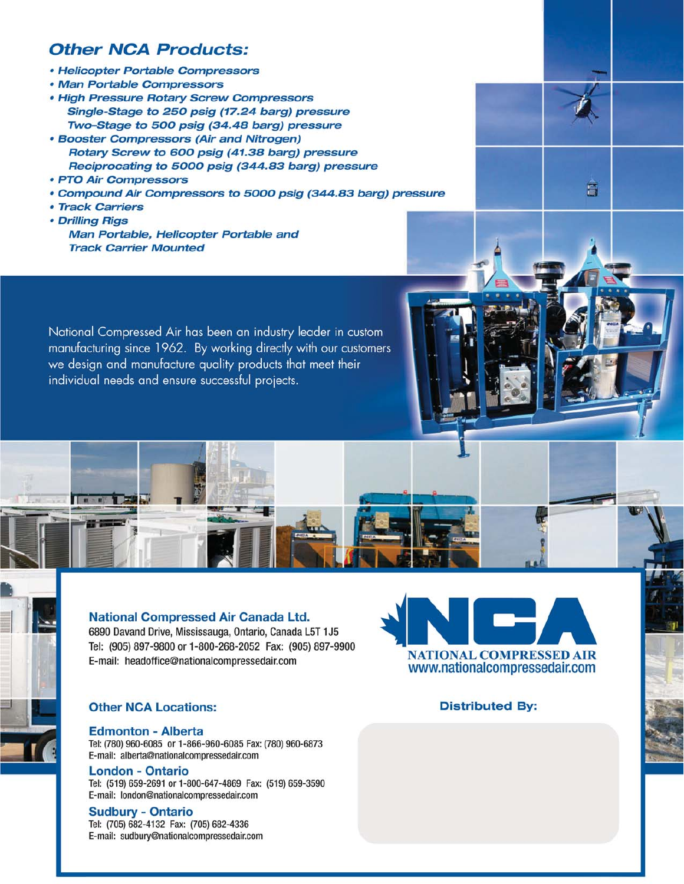## *Other NCA Products:*

- ***Helicopter Portable Compressors***
- ***Man Portable Compressors***
- ***High Pressure Rotary Screw Compressors***
  - ***Single-Stage to 250 psig (17.24 barg) pressure***
  - ***Two-Stage to 500 psig (34.48 barg) pressure***
- ***Booster Compressors (Air and Nitrogen)***
  - ***Rotary Screw to 600 psig (41.38 barg) pressure***
  - ***Reciprocating to 5000 psig (344.83 barg) pressure***
- ***PTO Air Compressors***
- ***Compound Air Compressors to 5000 psig (344.83 barg) pressure***
- ***Track Carriers***
- ***Drilling Rigs***
  - ***Man Portable, Helicopter Portable and Track Carrier Mounted***

National Compressed Air has been an industry leader in custom manufacturing since 1962. By working directly with our customers we design and manufacture quality products that meet their individual needs and ensure successful projects.

### National Compressed Air Canada Ltd.

6890 Davand Drive, Mississauga, Ontario, Canada L5T 1J5
Tel: (905) 897-9800 or 1-800-268-2052 Fax: (905) 897-9900
E-mail: headoffice@nationalcompressedair.com

NCA
NATIONAL COMPRESSED AIR
www.nationalcompressedair.com

### Other NCA Locations:

**Edmonton - Alberta**
Tel: (780) 960-6085 or 1-866-960-6085 Fax: (780) 960-6873
E-mail: alberta@nationalcompressedair.com

**London - Ontario**
Tel: (519) 659-2691 or 1-800-647-4869 Fax: (519) 659-3590
E-mail: london@nationalcompressedair.com

**Sudbury - Ontario**
Tel: (705) 682-4132 Fax: (705) 682-4336
E-mail: sudbury@nationalcompressedair.com

**Distributed By:**